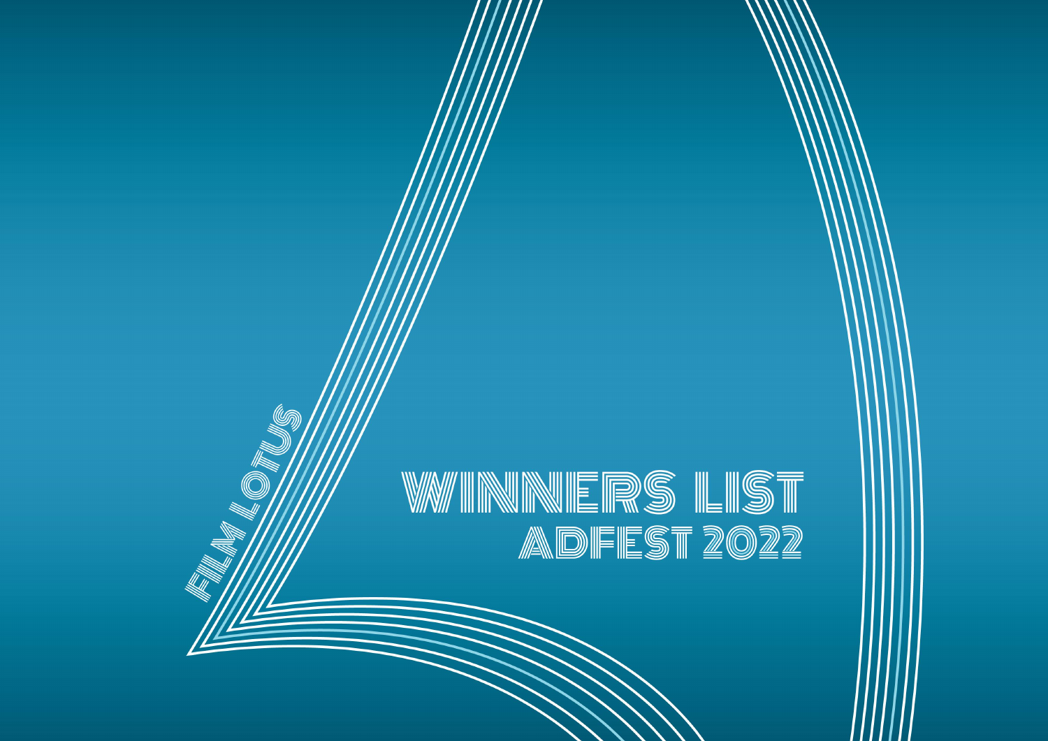FILM LOTUS

# WINNERS LIST

## ADFEST 2022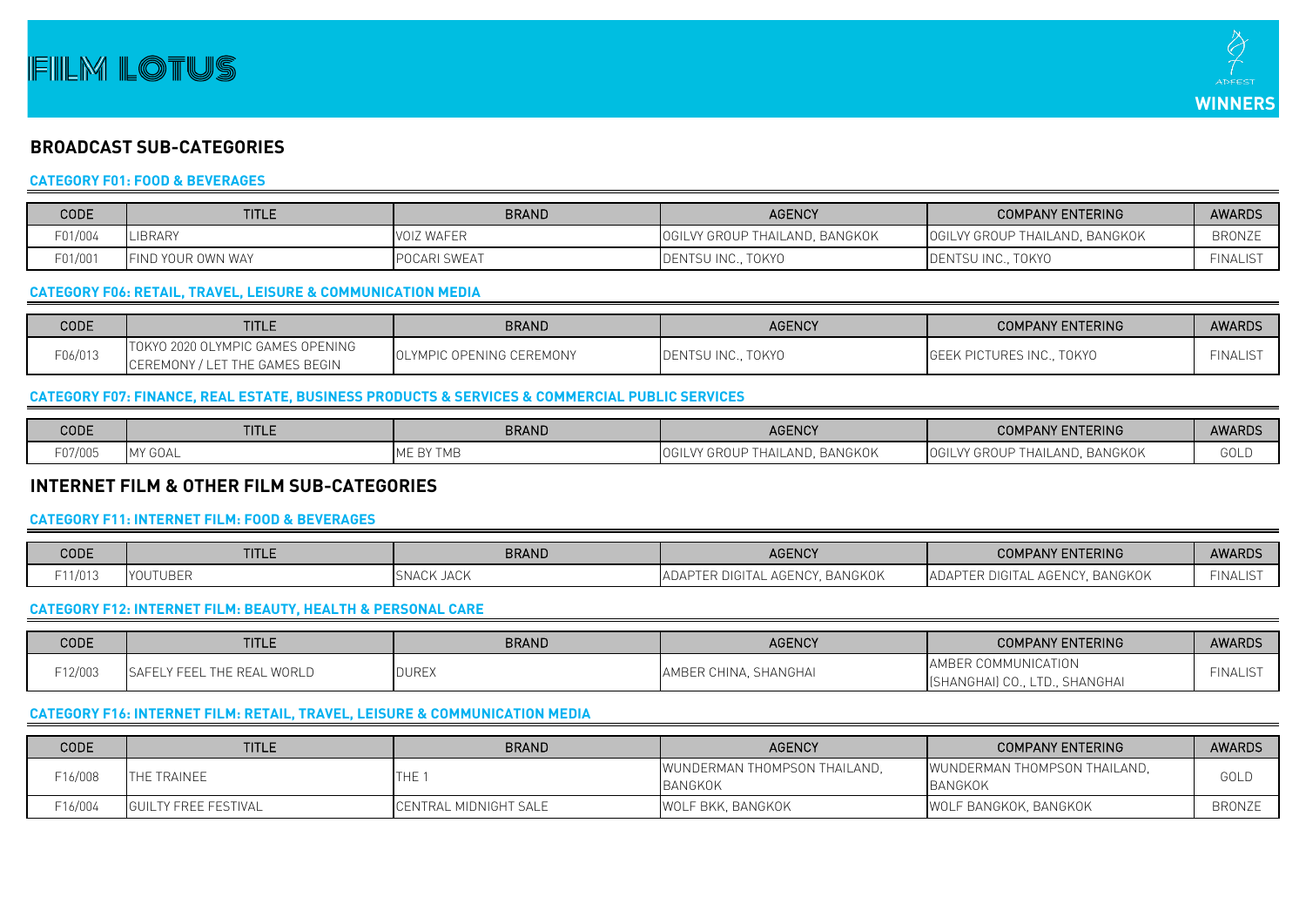# FILM LOTUS

ADFEST **WINNERS**

## BROADCAST SUB-CATEGORIES

### CATEGORY F01: FOOD & BEVERAGES

| CODE | TITLE | BRAND | AGENCY | COMPANY ENTERING | AWARDS |
|---|---|---|---|---|---|
| F01/004 | LIBRARY | VOIZ WAFER | OGILVY GROUP THAILAND, BANGKOK | OGILVY GROUP THAILAND, BANGKOK | BRONZE |
| F01/001 | FIND YOUR OWN WAY | POCARI SWEAT | DENTSU INC., TOKYO | DENTSU INC., TOKYO | FINALIST |

### CATEGORY F06: RETAIL, TRAVEL, LEISURE & COMMUNICATION MEDIA

| CODE | TITLE | BRAND | AGENCY | COMPANY ENTERING | AWARDS |
|---|---|---|---|---|---|
| F06/013 | TOKYO 2020 OLYMPIC GAMES OPENING CEREMONY / LET THE GAMES BEGIN | OLYMPIC OPENING CEREMONY | DENTSU INC., TOKYO | GEEK PICTURES INC., TOKYO | FINALIST |

### CATEGORY F07: FINANCE, REAL ESTATE, BUSINESS PRODUCTS & SERVICES & COMMERCIAL PUBLIC SERVICES

| CODE | TITLE | BRAND | AGENCY | COMPANY ENTERING | AWARDS |
|---|---|---|---|---|---|
| F07/005 | MY GOAL | ME BY TMB | OGILVY GROUP THAILAND, BANGKOK | OGILVY GROUP THAILAND, BANGKOK | GOLD |

## INTERNET FILM & OTHER FILM SUB-CATEGORIES

### CATEGORY F11: INTERNET FILM: FOOD & BEVERAGES

| CODE | TITLE | BRAND | AGENCY | COMPANY ENTERING | AWARDS |
|---|---|---|---|---|---|
| F11/013 | YOUTUBER | SNACK JACK | ADAPTER DIGITAL AGENCY, BANGKOK | ADAPTER DIGITAL AGENCY, BANGKOK | FINALIST |

### CATEGORY F12: INTERNET FILM: BEAUTY, HEALTH & PERSONAL CARE

| CODE | TITLE | BRAND | AGENCY | COMPANY ENTERING | AWARDS |
|---|---|---|---|---|---|
| F12/003 | SAFELY FEEL THE REAL WORLD | DUREX | AMBER CHINA, SHANGHAI | AMBER COMMUNICATION (SHANGHAI) CO., LTD., SHANGHAI | FINALIST |

### CATEGORY F16: INTERNET FILM: RETAIL, TRAVEL, LEISURE & COMMUNICATION MEDIA

| CODE | TITLE | BRAND | AGENCY | COMPANY ENTERING | AWARDS |
|---|---|---|---|---|---|
| F16/008 | THE TRAINEE | THE 1 | WUNDERMAN THOMPSON THAILAND, BANGKOK | WUNDERMAN THOMPSON THAILAND, BANGKOK | GOLD |
| F16/004 | GUILTY FREE FESTIVAL | CENTRAL MIDNIGHT SALE | WOLF BKK, BANGKOK | WOLF BANGKOK, BANGKOK | BRONZE |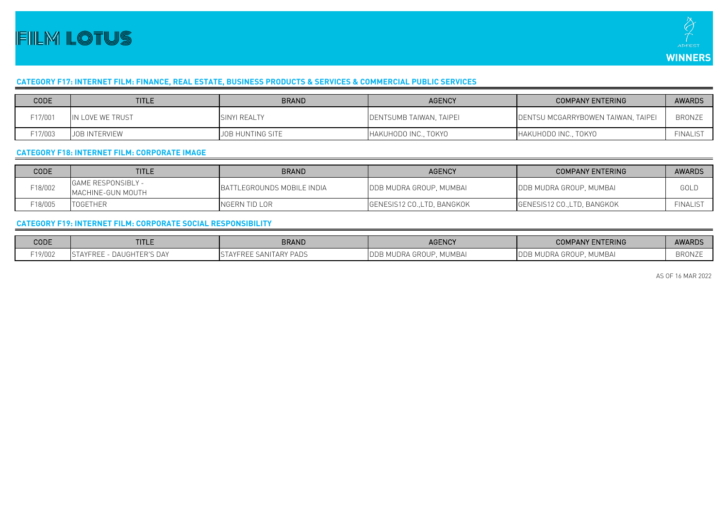# FILM LOTUS

**WINNERS**

### CATEGORY F17: INTERNET FILM: FINANCE, REAL ESTATE, BUSINESS PRODUCTS & SERVICES & COMMERCIAL PUBLIC SERVICES

| CODE | TITLE | BRAND | AGENCY | COMPANY ENTERING | AWARDS |
|---|---|---|---|---|---|
| F17/001 | IN LOVE WE TRUST | SINYI REALTY | DENTSUMB TAIWAN, TAIPEI | DENTSU MCGARRYBOWEN TAIWAN, TAIPEI | BRONZE |
| F17/003 | JOB INTERVIEW | JOB HUNTING SITE | HAKUHODO INC., TOKYO | HAKUHODO INC., TOKYO | FINALIST |

### CATEGORY F18: INTERNET FILM: CORPORATE IMAGE

| CODE | TITLE | BRAND | AGENCY | COMPANY ENTERING | AWARDS |
|---|---|---|---|---|---|
| F18/002 | GAME RESPONSIBLY - MACHINE-GUN MOUTH | BATTLEGROUNDS MOBILE INDIA | DDB MUDRA GROUP, MUMBAI | DDB MUDRA GROUP, MUMBAI | GOLD |
| F18/005 | TOGETHER | NGERN TID LOR | GENESIS12 CO.,LTD, BANGKOK | GENESIS12 CO.,LTD, BANGKOK | FINALIST |

### CATEGORY F19: INTERNET FILM: CORPORATE SOCIAL RESPONSIBILITY

| CODE | TITLE | BRAND | AGENCY | COMPANY ENTERING | AWARDS |
|---|---|---|---|---|---|
| F19/002 | STAYFREE - DAUGHTER'S DAY | STAYFREE SANITARY PADS | DDB MUDRA GROUP, MUMBAI | DDB MUDRA GROUP, MUMBAI | BRONZE |

AS OF 16 MAR 2022